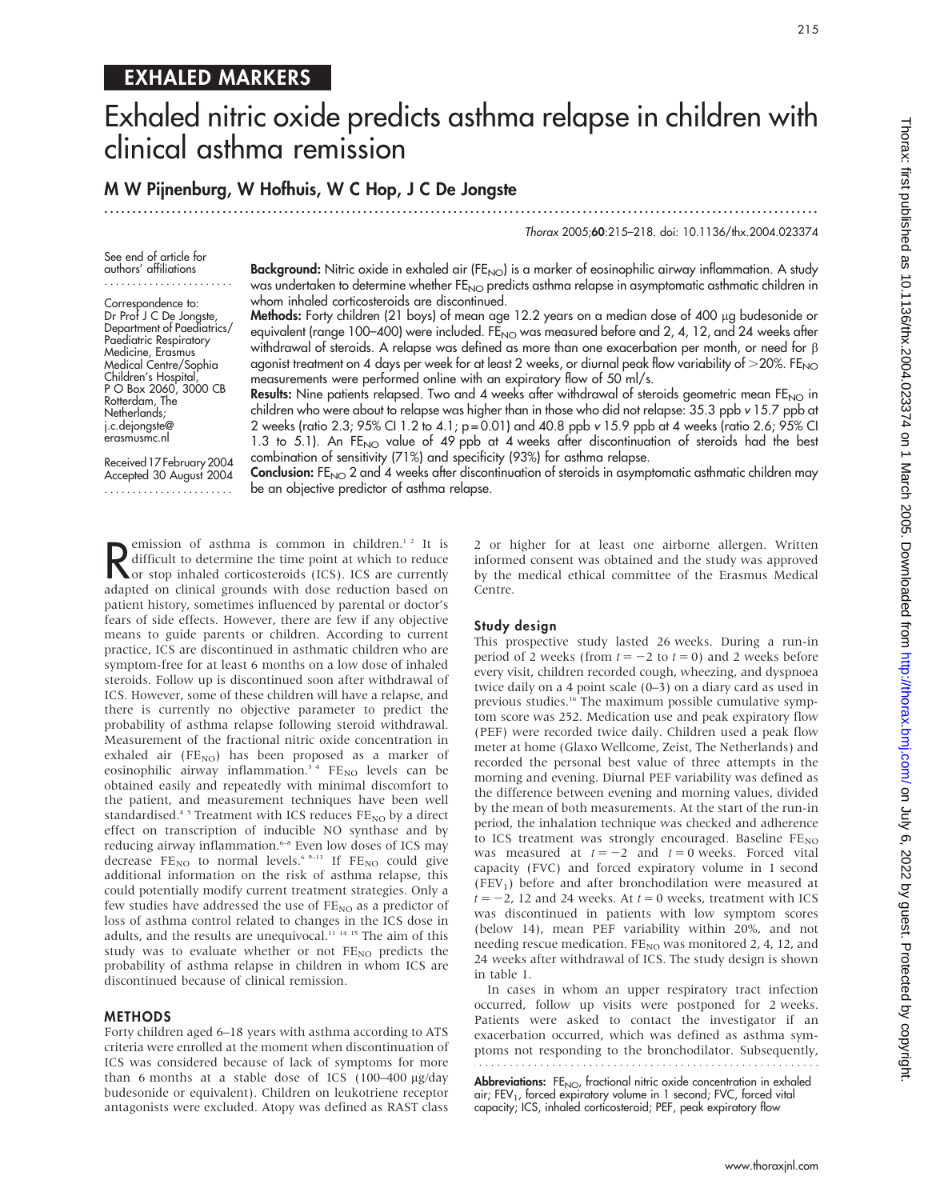## EXHALED MARKERS

# Exhaled nitric oxide predicts asthma relapse in children with clinical asthma remission

**M W Pijnenburg, W Hofhuis, W C Hop, J C De Jongste**

See end of article for authors' affiliations

Correspondence to: Dr Prof J C De Jongste, Department of Paediatrics/ Paediatric Respiratory Medicine, Erasmus Medical Centre/Sophia Children's Hospital, P O Box 2060, 3000 CB Rotterdam, The Netherlands; j.c.dejongste@erasmusmc.nl

Received 17 February 2004
Accepted 30 August 2004

**Background:** Nitric oxide in exhaled air ($FE_{NO}$) is a marker of eosinophilic airway inflammation. A study was undertaken to determine whether $FE_{NO}$ predicts asthma relapse in asymptomatic asthmatic children in whom inhaled corticosteroids are discontinued.

**Methods:** Forty children (21 boys) of mean age 12.2 years on a median dose of 400 µg budesonide or equivalent (range 100–400) were included. $FE_{NO}$ was measured before and 2, 4, 12, and 24 weeks after withdrawal of steroids. A relapse was defined as more than one exacerbation per month, or need for β agonist treatment on 4 days per week for at least 2 weeks, or diurnal peak flow variability of >20%. $FE_{NO}$ measurements were performed online with an expiratory flow of 50 ml/s.

**Results:** Nine patients relapsed. Two and 4 weeks after withdrawal of steroids geometric mean $FE_{NO}$ in children who were about to relapse was higher than in those who did not relapse: 35.3 ppb *v* 15.7 ppb at 2 weeks (ratio 2.3; 95% CI 1.2 to 4.1; p = 0.01) and 40.8 ppb *v* 15.9 ppb at 4 weeks (ratio 2.6; 95% CI 1.3 to 5.1). An $FE_{NO}$ value of 49 ppb at 4 weeks after discontinuation of steroids had the best combination of sensitivity (71%) and specificity (93%) for asthma relapse.

**Conclusion:** $FE_{NO}$ 2 and 4 weeks after discontinuation of steroids in asymptomatic asthmatic children may be an objective predictor of asthma relapse.

Remission of asthma is common in children.[1,2] It is difficult to determine the time point at which to reduce or stop inhaled corticosteroids (ICS). ICS are currently adapted on clinical grounds with dose reduction based on patient history, sometimes influenced by parental or doctor's fears of side effects. However, there are few if any objective means to guide parents or children. According to current practice, ICS are discontinued in asthmatic children who are symptom-free for at least 6 months on a low dose of inhaled steroids. Follow up is discontinued soon after withdrawal of ICS. However, some of these children will have a relapse, and there is currently no objective parameter to predict the probability of asthma relapse following steroid withdrawal. Measurement of the fractional nitric oxide concentration in exhaled air ($FE_{NO}$) has been proposed as a marker of eosinophilic airway inflammation.[3,4] $FE_{NO}$ levels can be obtained easily and repeatedly with minimal discomfort to the patient, and measurement techniques have been well standardised.[4,5] Treatment with ICS reduces $FE_{NO}$ by a direct effect on transcription of inducible NO synthase and by reducing airway inflammation.[6–8] Even low doses of ICS may decrease $FE_{NO}$ to normal levels.[6,9–13] If $FE_{NO}$ could give additional information on the risk of asthma relapse, this could potentially modify current treatment strategies. Only a few studies have addressed the use of $FE_{NO}$ as a predictor of loss of asthma control related to changes in the ICS dose in adults, and the results are unequivocal.[11,14,15] The aim of this study was to evaluate whether or not $FE_{NO}$ predicts the probability of asthma relapse in children in whom ICS are discontinued because of clinical remission.

## METHODS

Forty children aged 6–18 years with asthma according to ATS criteria were enrolled at the moment when discontinuation of ICS was considered because of lack of symptoms for more than 6 months at a stable dose of ICS (100–400 µg/day budesonide or equivalent). Children on leukotriene receptor antagonists were excluded. Atopy was defined as RAST class 2 or higher for at least one airborne allergen. Written informed consent was obtained and the study was approved by the medical ethical committee of the Erasmus Medical Centre.

### Study design

This prospective study lasted 26 weeks. During a run-in period of 2 weeks (from $t = -2$ to $t = 0$) and 2 weeks before every visit, children recorded cough, wheezing, and dyspnoea twice daily on a 4 point scale (0–3) on a diary card as used in previous studies.[16] The maximum possible cumulative symptom score was 252. Medication use and peak expiratory flow (PEF) were recorded twice daily. Children used a peak flow meter at home (Glaxo Wellcome, Zeist, The Netherlands) and recorded the personal best value of three attempts in the morning and evening. Diurnal PEF variability was defined as the difference between evening and morning values, divided by the mean of both measurements. At the start of the run-in period, the inhalation technique was checked and adherence to ICS treatment was strongly encouraged. Baseline $FE_{NO}$ was measured at $t = -2$ and $t = 0$ weeks. Forced vital capacity (FVC) and forced expiratory volume in 1 second ($FEV_1$) before and after bronchodilation were measured at $t = -2$, 12 and 24 weeks. At $t = 0$ weeks, treatment with ICS was discontinued in patients with low symptom scores (below 14), mean PEF variability within 20%, and not needing rescue medication. $FE_{NO}$ was monitored 2, 4, 12, and 24 weeks after withdrawal of ICS. The study design is shown in table 1.

In cases in whom an upper respiratory tract infection occurred, follow up visits were postponed for 2 weeks. Patients were asked to contact the investigator if an exacerbation occurred, which was defined as asthma symptoms not responding to the bronchodilator. Subsequently,

**Abbreviations:** $FE_{NO}$, fractional nitric oxide concentration in exhaled air; $FEV_1$, forced expiratory volume in 1 second; FVC, forced vital capacity; ICS, inhaled corticosteroid; PEF, peak expiratory flow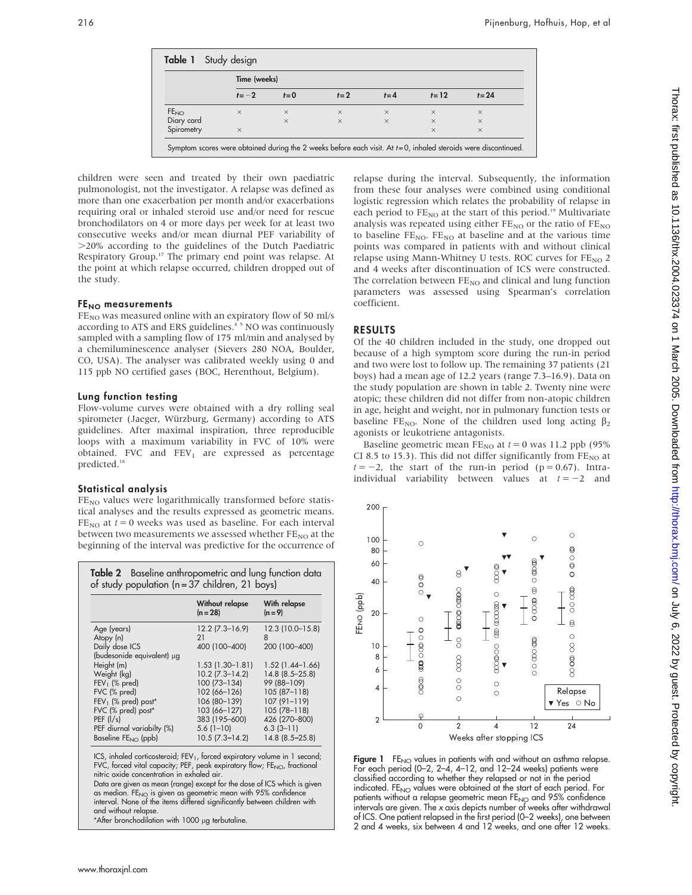**Table 1** Study design

| | Time (weeks) | | | | | |
|---|---|---|---|---|---|---|
| | $t=-2$ | $t=0$ | $t=2$ | $t=4$ | $t=12$ | $t=24$ |
| $FE_{NO}$ | × | × | × | × | × | × |
| Diary card | | × | × | × | × | × |
| Spirometry | × | | | | × | × |

Symptom scores were obtained during the 2 weeks before each visit. At $t=0$, inhaled steroids were discontinued.

children were seen and treated by their own paediatric pulmonologist, not the investigator. A relapse was defined as more than one exacerbation per month and/or exacerbations requiring oral or inhaled steroid use and/or need for rescue bronchodilators on 4 or more days per week for at least two consecutive weeks and/or mean diurnal PEF variability of >20% according to the guidelines of the Dutch Paediatric Respiratory Group.[17] The primary end point was relapse. At the point at which relapse occurred, children dropped out of the study.

### $FE_{NO}$ measurements

$FE_{NO}$ was measured online with an expiratory flow of 50 ml/s according to ATS and ERS guidelines.[4 5] NO was continuously sampled with a sampling flow of 175 ml/min and analysed by a chemiluminescence analyser (Sievers 280 NOA, Boulder, CO, USA). The analyser was calibrated weekly using 0 and 115 ppb NO certified gases (BOC, Herenthout, Belgium).

### Lung function testing

Flow-volume curves were obtained with a dry rolling seal spirometer (Jaeger, Würzburg, Germany) according to ATS guidelines. After maximal inspiration, three reproducible loops with a maximum variability in FVC of 10% were obtained. FVC and $FEV_1$ are expressed as percentage predicted.[18]

### Statistical analysis

$FE_{NO}$ values were logarithmically transformed before statistical analyses and the results expressed as geometric means. $FE_{NO}$ at $t=0$ weeks was used as baseline. For each interval between two measurements we assessed whether $FE_{NO}$ at the beginning of the interval was predictive for the occurrence of relapse during the interval. Subsequently, the information from these four analyses were combined using conditional logistic regression which relates the probability of relapse in each period to $FE_{NO}$ at the start of this period.[19] Multivariate analysis was repeated using either $FE_{NO}$ or the ratio of $FE_{NO}$ to baseline $FE_{NO}$. $FE_{NO}$ at baseline and at the various time points was compared in patients with and without clinical relapse using Mann-Whitney U tests. ROC curves for $FE_{NO}$ 2 and 4 weeks after discontinuation of ICS were constructed. The correlation between $FE_{NO}$ and clinical and lung function parameters was assessed using Spearman's correlation coefficient.

**Table 2** Baseline anthropometric and lung function data of study population (n = 37 children, 21 boys)

| | Without relapse (n = 28) | With relapse (n = 9) |
|---|---|---|
| Age (years) | 12.2 (7.3–16.9) | 12.3 (10.0–15.8) |
| Atopy (n) | 21 | 8 |
| Daily dose ICS (budesonide equivalent) µg | 400 (100–400) | 200 (100–400) |
| Height (m) | 1.53 (1.30–1.81) | 1.52 (1.44–1.66) |
| Weight (kg) | 10.2 (7.3–14.2) | 14.8 (8.5–25.8) |
| $FEV_1$ (% pred) | 100 (73–134) | 99 (88–109) |
| FVC (% pred) | 102 (66–126) | 105 (87–118) |
| $FEV_1$ (% pred) post* | 106 (80–139) | 107 (91–119) |
| FVC (% pred) post* | 103 (66–127) | 105 (78–118) |
| PEF (l/s) | 383 (195–600) | 426 (270–800) |
| PEF diurnal variabilty (%) | 5.6 (1–10) | 6.3 (3–11) |
| Baseline $FE_{NO}$ (ppb) | 10.5 (7.3–14.2) | 14.8 (8.5–25.8) |

ICS, inhaled corticosteroid; $FEV_1$, forced expiratory volume in 1 second; FVC, forced vital capacity; PEF, peak expiratory flow; $FE_{NO}$, fractional nitric oxide concentration in exhaled air.
Data are given as mean (range) except for the dose of ICS which is given as median. $FE_{NO}$ is given as geometric mean with 95% confidence interval. None of the items differed significantly between children with and without relapse.
*After bronchodilation with 1000 µg terbutaline.

## RESULTS

Of the 40 children included in the study, one dropped out because of a high symptom score during the run-in period and two were lost to follow up. The remaining 37 patients (21 boys) had a mean age of 12.2 years (range 7.3–16.9). Data on the study population are shown in table 2. Twenty nine were atopic; these children did not differ from non-atopic children in age, height and weight, nor in pulmonary function tests or baseline $FE_{NO}$. None of the children used long acting $\beta_2$ agonists or leukotriene antagonists.

Baseline geometric mean $FE_{NO}$ at $t=0$ was 11.2 ppb (95% CI 8.5 to 15.3). This did not differ significantly from $FE_{NO}$ at $t=-2$, the start of the run-in period ($p=0.67$). Intra-individual variability between values at $t=-2$ and

**Figure 1** $FE_{NO}$ values in patients with and without an asthma relapse. For each period (0–2, 2–4, 4–12, and 12–24 weeks) patients were classified according to whether they relapsed or not in the period indicated. $FE_{NO}$ values were obtained at the start of each period. For patients without a relapse geometric mean $FE_{NO}$ and 95% confidence intervals are given. The x axis depicts number of weeks after withdrawal of ICS. One patient relapsed in the first period (0–2 weeks), one between 2 and 4 weeks, six between 4 and 12 weeks, and one after 12 weeks.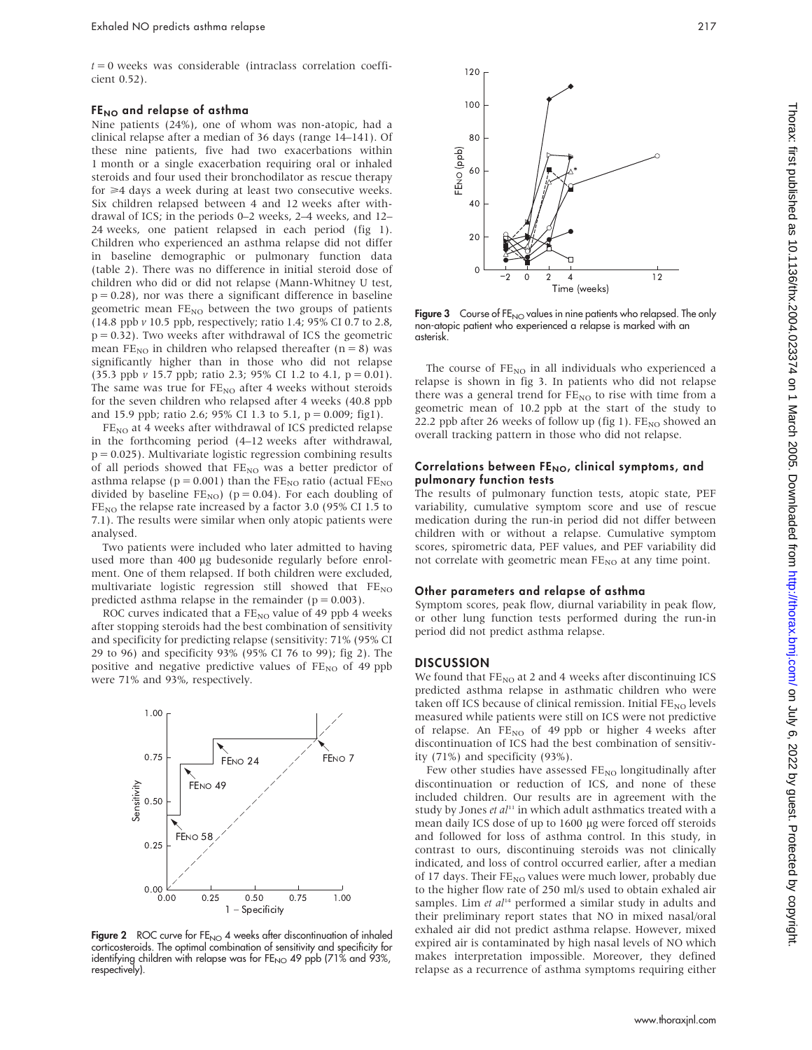$t = 0$ weeks was considerable (intraclass correlation coefficient 0.52).

### $FE_{NO}$ and relapse of asthma

Nine patients (24%), one of whom was non-atopic, had a clinical relapse after a median of 36 days (range 14–141). Of these nine patients, five had two exacerbations within 1 month or a single exacerbation requiring oral or inhaled steroids and four used their bronchodilator as rescue therapy for ≥4 days a week during at least two consecutive weeks. Six children relapsed between 4 and 12 weeks after withdrawal of ICS; in the periods 0–2 weeks, 2–4 weeks, and 12–24 weeks, one patient relapsed in each period (fig 1). Children who experienced an asthma relapse did not differ in baseline demographic or pulmonary function data (table 2). There was no difference in initial steroid dose of children who did or did not relapse (Mann-Whitney U test, $p = 0.28$), nor was there a significant difference in baseline geometric mean $FE_{NO}$ between the two groups of patients (14.8 ppb *v* 10.5 ppb, respectively; ratio 1.4; 95% CI 0.7 to 2.8, $p = 0.32$). Two weeks after withdrawal of ICS the geometric mean $FE_{NO}$ in children who relapsed thereafter ($n = 8$) was significantly higher than in those who did not relapse (35.3 ppb *v* 15.7 ppb; ratio 2.3; 95% CI 1.2 to 4.1, $p = 0.01$). The same was true for $FE_{NO}$ after 4 weeks without steroids for the seven children who relapsed after 4 weeks (40.8 ppb and 15.9 ppb; ratio 2.6; 95% CI 1.3 to 5.1, $p = 0.009$; fig1).

$FE_{NO}$ at 4 weeks after withdrawal of ICS predicted relapse in the forthcoming period (4–12 weeks after withdrawal, $p = 0.025$). Multivariate logistic regression combining results of all periods showed that $FE_{NO}$ was a better predictor of asthma relapse ($p = 0.001$) than the $FE_{NO}$ ratio (actual $FE_{NO}$ divided by baseline $FE_{NO}$) ($p = 0.04$). For each doubling of $FE_{NO}$ the relapse rate increased by a factor 3.0 (95% CI 1.5 to 7.1). The results were similar when only atopic patients were analysed.

Two patients were included who later admitted to having used more than 400 µg budesonide regularly before enrolment. One of them relapsed. If both children were excluded, multivariate logistic regression still showed that $FE_{NO}$ predicted asthma relapse in the remainder ($p = 0.003$).

ROC curves indicated that a $FE_{NO}$ value of 49 ppb 4 weeks after stopping steroids had the best combination of sensitivity and specificity for predicting relapse (sensitivity: 71% (95% CI 29 to 96) and specificity 93% (95% CI 76 to 99); fig 2). The positive and negative predictive values of $FE_{NO}$ of 49 ppb were 71% and 93%, respectively.

**Figure 2** ROC curve for $FE_{NO}$ 4 weeks after discontinuation of inhaled corticosteroids. The optimal combination of sensitivity and specificity for identifying children with relapse was for $FE_{NO}$ 49 ppb (71% and 93%, respectively).

**Figure 3** Course of $FE_{NO}$ values in nine patients who relapsed. The only non-atopic patient who experienced a relapse is marked with an asterisk.

The course of $FE_{NO}$ in all individuals who experienced a relapse is shown in fig 3. In patients who did not relapse there was a general trend for $FE_{NO}$ to rise with time from a geometric mean of 10.2 ppb at the start of the study to 22.2 ppb after 26 weeks of follow up (fig 1). $FE_{NO}$ showed an overall tracking pattern in those who did not relapse.

### Correlations between $FE_{NO}$, clinical symptoms, and pulmonary function tests

The results of pulmonary function tests, atopic state, PEF variability, cumulative symptom score and use of rescue medication during the run-in period did not differ between children with or without a relapse. Cumulative symptom scores, spirometric data, PEF values, and PEF variability did not correlate with geometric mean $FE_{NO}$ at any time point.

### Other parameters and relapse of asthma

Symptom scores, peak flow, diurnal variability in peak flow, or other lung function tests performed during the run-in period did not predict asthma relapse.

## DISCUSSION

We found that $FE_{NO}$ at 2 and 4 weeks after discontinuing ICS predicted asthma relapse in asthmatic children who were taken off ICS because of clinical remission. Initial $FE_{NO}$ levels measured while patients were still on ICS were not predictive of relapse. An $FE_{NO}$ of 49 ppb or higher 4 weeks after discontinuation of ICS had the best combination of sensitivity (71%) and specificity (93%).

Few other studies have assessed $FE_{NO}$ longitudinally after discontinuation or reduction of ICS, and none of these included children. Our results are in agreement with the study by Jones *et al*[11] in which adult asthmatics treated with a mean daily ICS dose of up to 1600 µg were forced off steroids and followed for loss of asthma control. In this study, in contrast to ours, discontinuing steroids was not clinically indicated, and loss of control occurred earlier, after a median of 17 days. Their $FE_{NO}$ values were much lower, probably due to the higher flow rate of 250 ml/s used to obtain exhaled air samples. Lim *et al*[14] performed a similar study in adults and their preliminary report states that NO in mixed nasal/oral exhaled air did not predict asthma relapse. However, mixed expired air is contaminated by high nasal levels of NO which makes interpretation impossible. Moreover, they defined relapse as a recurrence of asthma symptoms requiring either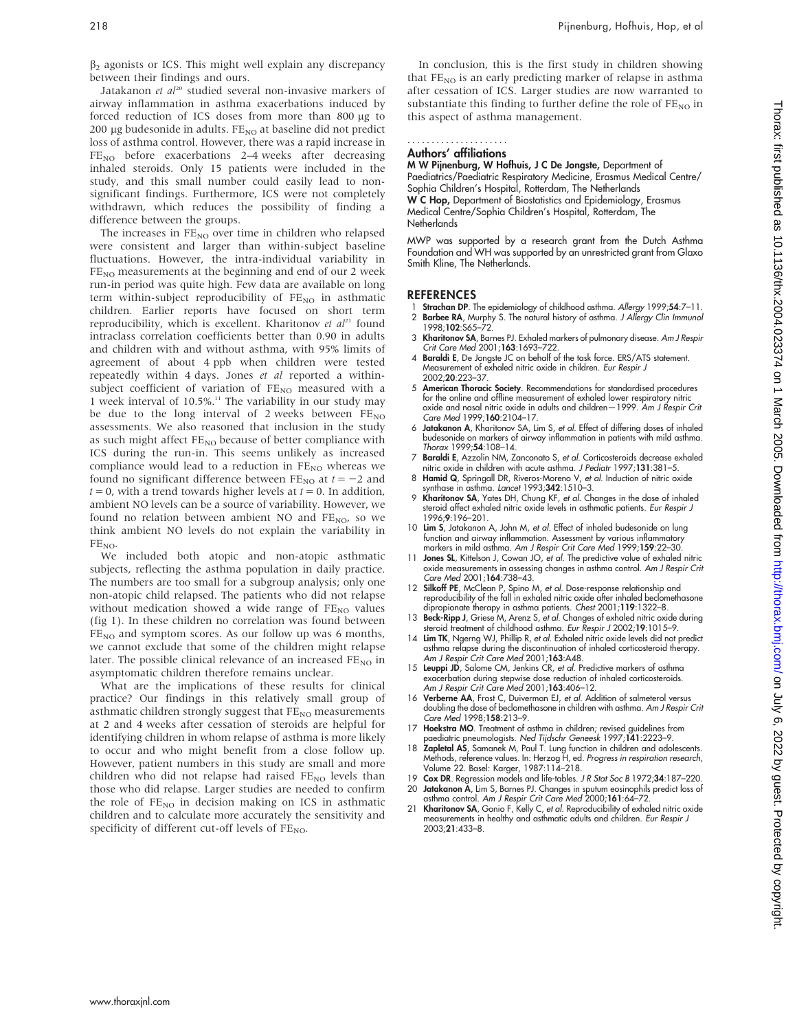$\beta_2$ agonists or ICS. This might well explain any discrepancy between their findings and ours.

Jatakanon *et al*[20] studied several non-invasive markers of airway inflammation in asthma exacerbations induced by forced reduction of ICS doses from more than 800 μg to 200 μg budesonide in adults. $FE_{NO}$ at baseline did not predict loss of asthma control. However, there was a rapid increase in $FE_{NO}$ before exacerbations 2–4 weeks after decreasing inhaled steroids. Only 15 patients were included in the study, and this small number could easily lead to non-significant findings. Furthermore, ICS were not completely withdrawn, which reduces the possibility of finding a difference between the groups.

The increases in $FE_{NO}$ over time in children who relapsed were consistent and larger than within-subject baseline fluctuations. However, the intra-individual variability in $FE_{NO}$ measurements at the beginning and end of our 2 week run-in period was quite high. Few data are available on long term within-subject reproducibility of $FE_{NO}$ in asthmatic children. Earlier reports have focused on short term reproducibility, which is excellent. Kharitonov *et al*[21] found intraclass correlation coefficients better than 0.90 in adults and children with and without asthma, with 95% limits of agreement of about 4 ppb when children were tested repeatedly within 4 days. Jones *et al* reported a within-subject coefficient of variation of $FE_{NO}$ measured with a 1 week interval of 10.5%.[11] The variability in our study may be due to the long interval of 2 weeks between $FE_{NO}$ assessments. We also reasoned that inclusion in the study as such might affect $FE_{NO}$ because of better compliance with ICS during the run-in. This seems unlikely as increased compliance would lead to a reduction in $FE_{NO}$ whereas we found no significant difference between $FE_{NO}$ at $t = -2$ and $t = 0$, with a trend towards higher levels at $t = 0$. In addition, ambient NO levels can be a source of variability. However, we found no relation between ambient NO and $FE_{NO}$, so we think ambient NO levels do not explain the variability in $FE_{NO}$.

We included both atopic and non-atopic asthmatic subjects, reflecting the asthma population in daily practice. The numbers are too small for a subgroup analysis; only one non-atopic child relapsed. The patients who did not relapse without medication showed a wide range of $FE_{NO}$ values (fig 1). In these children no correlation was found between $FE_{NO}$ and symptom scores. As our follow up was 6 months, we cannot exclude that some of the children might relapse later. The possible clinical relevance of an increased $FE_{NO}$ in asymptomatic children therefore remains unclear.

What are the implications of these results for clinical practice? Our findings in this relatively small group of asthmatic children strongly suggest that $FE_{NO}$ measurements at 2 and 4 weeks after cessation of steroids are helpful for identifying children in whom relapse of asthma is more likely to occur and who might benefit from a close follow up. However, patient numbers in this study are small and more children who did not relapse had raised $FE_{NO}$ levels than those who did relapse. Larger studies are needed to confirm the role of $FE_{NO}$ in decision making on ICS in asthmatic children and to calculate more accurately the sensitivity and specificity of different cut-off levels of $FE_{NO}$.

In conclusion, this is the first study in children showing that $FE_{NO}$ is an early predicting marker of relapse in asthma after cessation of ICS. Larger studies are now warranted to substantiate this finding to further define the role of $FE_{NO}$ in this aspect of asthma management.

### Authors' affiliations

**M W Pijnenburg, W Hofhuis, J C De Jongste,** Department of Paediatrics/Paediatric Respiratory Medicine, Erasmus Medical Centre/Sophia Children's Hospital, Rotterdam, The Netherlands
**W C Hop,** Department of Biostatistics and Epidemiology, Erasmus Medical Centre/Sophia Children's Hospital, Rotterdam, The Netherlands

MWP was supported by a research grant from the Dutch Asthma Foundation and WH was supported by an unrestricted grant from Glaxo Smith Kline, The Netherlands.

## REFERENCES

1. **Strachan DP**. The epidemiology of childhood asthma. *Allergy* 1999;**54**:7–11.
2. **Barbee RA**, Murphy S. The natural history of asthma. *J Allergy Clin Immunol* 1998;**102**:S65–72.
3. **Kharitonov SA**, Barnes PJ. Exhaled markers of pulmonary disease. *Am J Respir Crit Care Med* 2001;**163**:1693–722.
4. **Baraldi E**, De Jongste JC on behalf of the task force. ERS/ATS statement. Measurement of exhaled nitric oxide in children. *Eur Respir J* 2002;**20**:223–37.
5. **American Thoracic Society**. Recommendations for standardised procedures for the online and offline measurement of exhaled lower respiratory nitric oxide and nasal nitric oxide in adults and children—1999. *Am J Respir Crit Care Med* 1999;**160**:2104–17.
6. **Jatakanon A**, Kharitonov SA, Lim S, *et al*. Effect of differing doses of inhaled budesonide on markers of airway inflammation in patients with mild asthma. *Thorax* 1999;**54**:108–14.
7. **Baraldi E**, Azzolin NM, Zanconato S, *et al*. Corticosteroids decrease exhaled nitric oxide in children with acute asthma. *J Pediatr* 1997;**131**:381–5.
8. **Hamid Q**, Springall DR, Riveros-Moreno V, *et al*. Induction of nitric oxide synthase in asthma. *Lancet* 1993;**342**:1510–3.
9. **Kharitonov SA**, Yates DH, Chung KF, *et al*. Changes in the dose of inhaled steroid affect exhaled nitric oxide levels in asthmatic patients. *Eur Respir J* 1996;**9**:196–201.
10. **Lim S**, Jatakanon A, John M, *et al*. Effect of inhaled budesonide on lung function and airway inflammation. Assessment by various inflammatory markers in mild asthma. *Am J Respir Crit Care Med* 1999;**159**:22–30.
11. **Jones SL**, Kittelson J, Cowan JO, *et al*. The predictive value of exhaled nitric oxide measurements in assessing changes in asthma control. *Am J Respir Crit Care Med* 2001;**164**:738–43.
12. **Silkoff PE**, McClean P, Spino M, *et al*. Dose-response relationship and reproducibility of the fall in exhaled nitric oxide after inhaled beclomethasone dipropionate therapy in asthma patients. *Chest* 2001;**119**:1322–8.
13. **Beck-Ripp J**, Griese M, Arenz S, *et al*. Changes of exhaled nitric oxide during steroid treatment of childhood asthma. *Eur Respir J* 2002;**19**:1015–9.
14. **Lim TK**, Ngerng WJ, Phillip R, *et al*. Exhaled nitric oxide levels did not predict asthma relapse during the discontinuation of inhaled corticosteroid therapy. *Am J Respir Crit Care Med* 2001;**163**:A48.
15. **Leuppi JD**, Salome CM, Jenkins CR, *et al*. Predictive markers of asthma exacerbation during stepwise dose reduction of inhaled corticosteroids. *Am J Respir Crit Care Med* 2001;**163**:406–12.
16. **Verberne AA**, Frost C, Duiverman EJ, *et al*. Addition of salmeterol versus doubling the dose of beclomethasone in children with asthma. *Am J Respir Crit Care Med* 1998;**158**:213–9.
17. **Hoekstra MO**. Treatment of asthma in children; revised guidelines from paediatric pneumologists. *Ned Tijdschr Geneesk* 1997;**141**:2223–9.
18. **Zapletal AS**, Samanek M, Paul T. Lung function in children and adolescents. Methods, reference values. In: Herzog H, ed. *Progress in respiration research*, Volume 22. Basel: Karger, 1987:114–218.
19. **Cox DR**. Regression models and life-tables. *J R Stat Soc B* 1972;**34**:187–220.
20. **Jatakanon A**, Lim S, Barnes PJ. Changes in sputum eosinophils predict loss of asthma control. *Am J Respir Crit Care Med* 2000;**161**:64–72.
21. **Kharitonov SA**, Gonio F, Kelly C, *et al*. Reproducibility of exhaled nitric oxide measurements in healthy and asthmatic adults and children. *Eur Respir J* 2003;**21**:433–8.